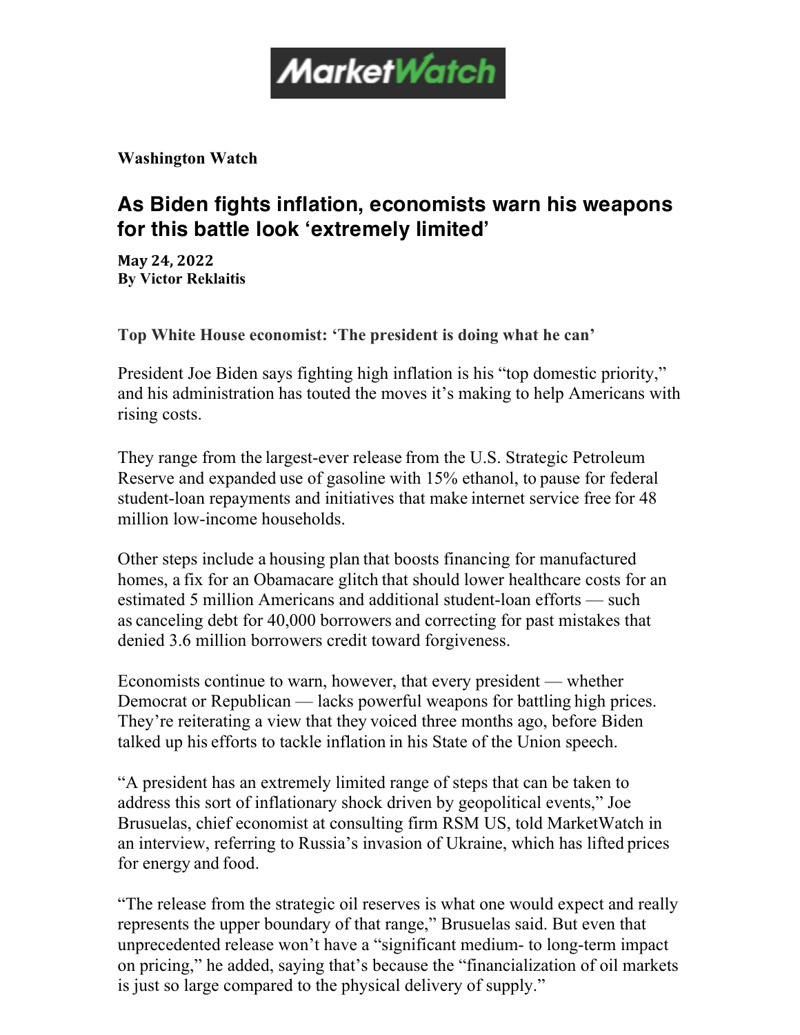MarketWatch

**Washington Watch**

# As Biden fights inflation, economists warn his weapons for this battle look 'extremely limited'

**May 24, 2022**
**By Victor Reklaitis**

**Top White House economist: 'The president is doing what he can'**

President Joe Biden says fighting high inflation is his "top domestic priority," and his administration has touted the moves it's making to help Americans with rising costs.

They range from the largest-ever release from the U.S. Strategic Petroleum Reserve and expanded use of gasoline with 15% ethanol, to pause for federal student-loan repayments and initiatives that make internet service free for 48 million low-income households.

Other steps include a housing plan that boosts financing for manufactured homes, a fix for an Obamacare glitch that should lower healthcare costs for an estimated 5 million Americans and additional student-loan efforts — such as canceling debt for 40,000 borrowers and correcting for past mistakes that denied 3.6 million borrowers credit toward forgiveness.

Economists continue to warn, however, that every president — whether Democrat or Republican — lacks powerful weapons for battling high prices. They're reiterating a view that they voiced three months ago, before Biden talked up his efforts to tackle inflation in his State of the Union speech.

"A president has an extremely limited range of steps that can be taken to address this sort of inflationary shock driven by geopolitical events," Joe Brusuelas, chief economist at consulting firm RSM US, told MarketWatch in an interview, referring to Russia's invasion of Ukraine, which has lifted prices for energy and food.

"The release from the strategic oil reserves is what one would expect and really represents the upper boundary of that range," Brusuelas said. But even that unprecedented release won't have a "significant medium- to long-term impact on pricing," he added, saying that's because the "financialization of oil markets is just so large compared to the physical delivery of supply."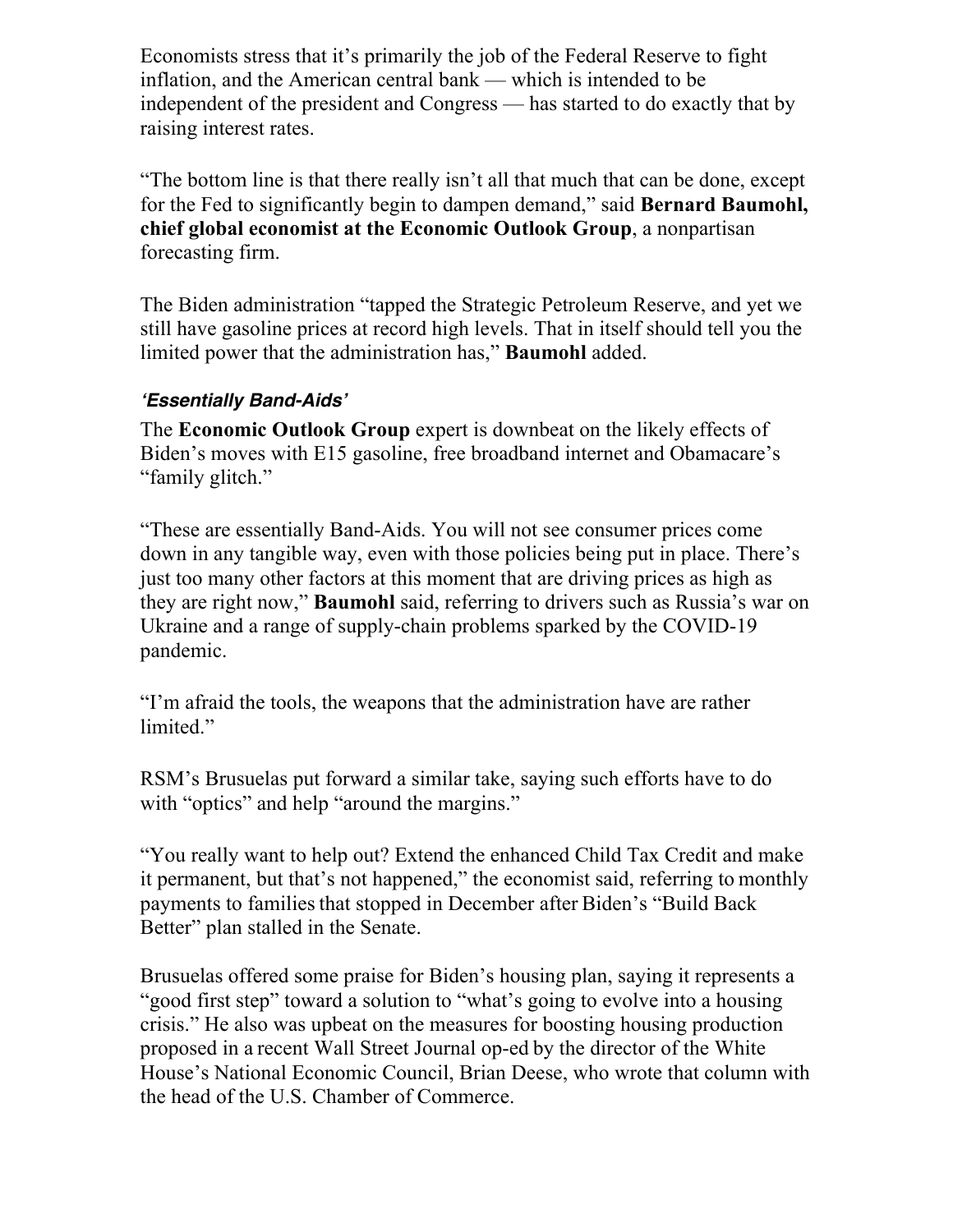Economists stress that it's primarily the job of the Federal Reserve to fight inflation, and the American central bank — which is intended to be independent of the president and Congress — has started to do exactly that by raising interest rates.

"The bottom line is that there really isn't all that much that can be done, except for the Fed to significantly begin to dampen demand," said **Bernard Baumohl, chief global economist at the Economic Outlook Group**, a nonpartisan forecasting firm.

The Biden administration "tapped the Strategic Petroleum Reserve, and yet we still have gasoline prices at record high levels. That in itself should tell you the limited power that the administration has," **Baumohl** added.

### *'Essentially Band-Aids'*

The **Economic Outlook Group** expert is downbeat on the likely effects of Biden's moves with E15 gasoline, free broadband internet and Obamacare's "family glitch."

"These are essentially Band-Aids. You will not see consumer prices come down in any tangible way, even with those policies being put in place. There's just too many other factors at this moment that are driving prices as high as they are right now," **Baumohl** said, referring to drivers such as Russia's war on Ukraine and a range of supply-chain problems sparked by the COVID-19 pandemic.

"I'm afraid the tools, the weapons that the administration have are rather limited."

RSM's Brusuelas put forward a similar take, saying such efforts have to do with "optics" and help "around the margins."

"You really want to help out? Extend the enhanced Child Tax Credit and make it permanent, but that's not happened," the economist said, referring to monthly payments to families that stopped in December after Biden's "Build Back Better" plan stalled in the Senate.

Brusuelas offered some praise for Biden's housing plan, saying it represents a "good first step" toward a solution to "what's going to evolve into a housing crisis." He also was upbeat on the measures for boosting housing production proposed in a recent Wall Street Journal op-ed by the director of the White House's National Economic Council, Brian Deese, who wrote that column with the head of the U.S. Chamber of Commerce.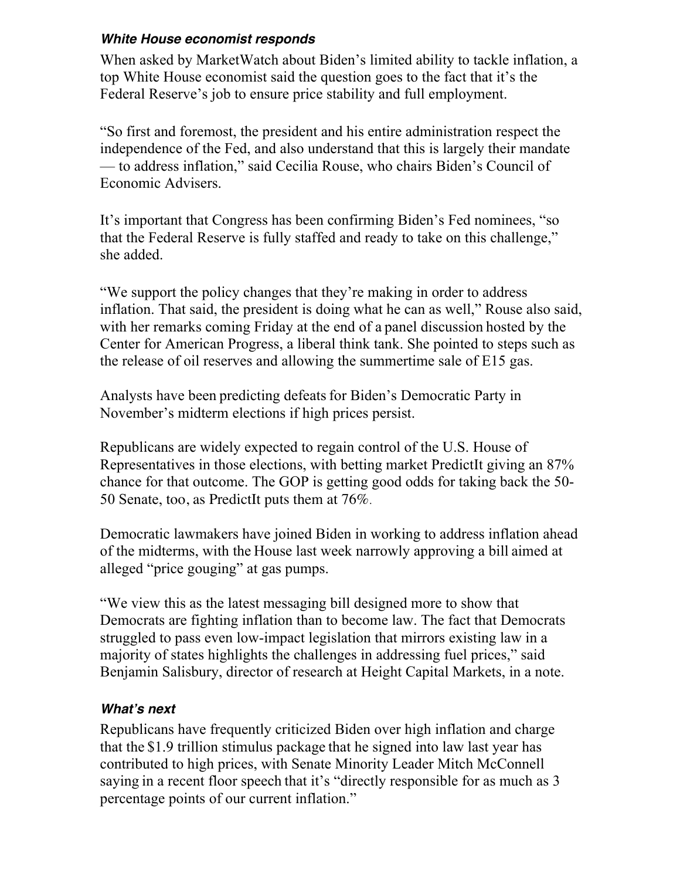### *White House economist responds*

When asked by MarketWatch about Biden's limited ability to tackle inflation, a top White House economist said the question goes to the fact that it's the Federal Reserve's job to ensure price stability and full employment.

"So first and foremost, the president and his entire administration respect the independence of the Fed, and also understand that this is largely their mandate — to address inflation," said Cecilia Rouse, who chairs Biden's Council of Economic Advisers.

It's important that Congress has been confirming Biden's Fed nominees, "so that the Federal Reserve is fully staffed and ready to take on this challenge," she added.

"We support the policy changes that they're making in order to address inflation. That said, the president is doing what he can as well," Rouse also said, with her remarks coming Friday at the end of a panel discussion hosted by the Center for American Progress, a liberal think tank. She pointed to steps such as the release of oil reserves and allowing the summertime sale of E15 gas.

Analysts have been predicting defeats for Biden's Democratic Party in November's midterm elections if high prices persist.

Republicans are widely expected to regain control of the U.S. House of Representatives in those elections, with betting market PredictIt giving an 87% chance for that outcome. The GOP is getting good odds for taking back the 50-50 Senate, too, as PredictIt puts them at 76%.

Democratic lawmakers have joined Biden in working to address inflation ahead of the midterms, with the House last week narrowly approving a bill aimed at alleged "price gouging" at gas pumps.

"We view this as the latest messaging bill designed more to show that Democrats are fighting inflation than to become law. The fact that Democrats struggled to pass even low-impact legislation that mirrors existing law in a majority of states highlights the challenges in addressing fuel prices," said Benjamin Salisbury, director of research at Height Capital Markets, in a note.

### *What's next*

Republicans have frequently criticized Biden over high inflation and charge that the $1.9 trillion stimulus package that he signed into law last year has contributed to high prices, with Senate Minority Leader Mitch McConnell saying in a recent floor speech that it's "directly responsible for as much as 3 percentage points of our current inflation."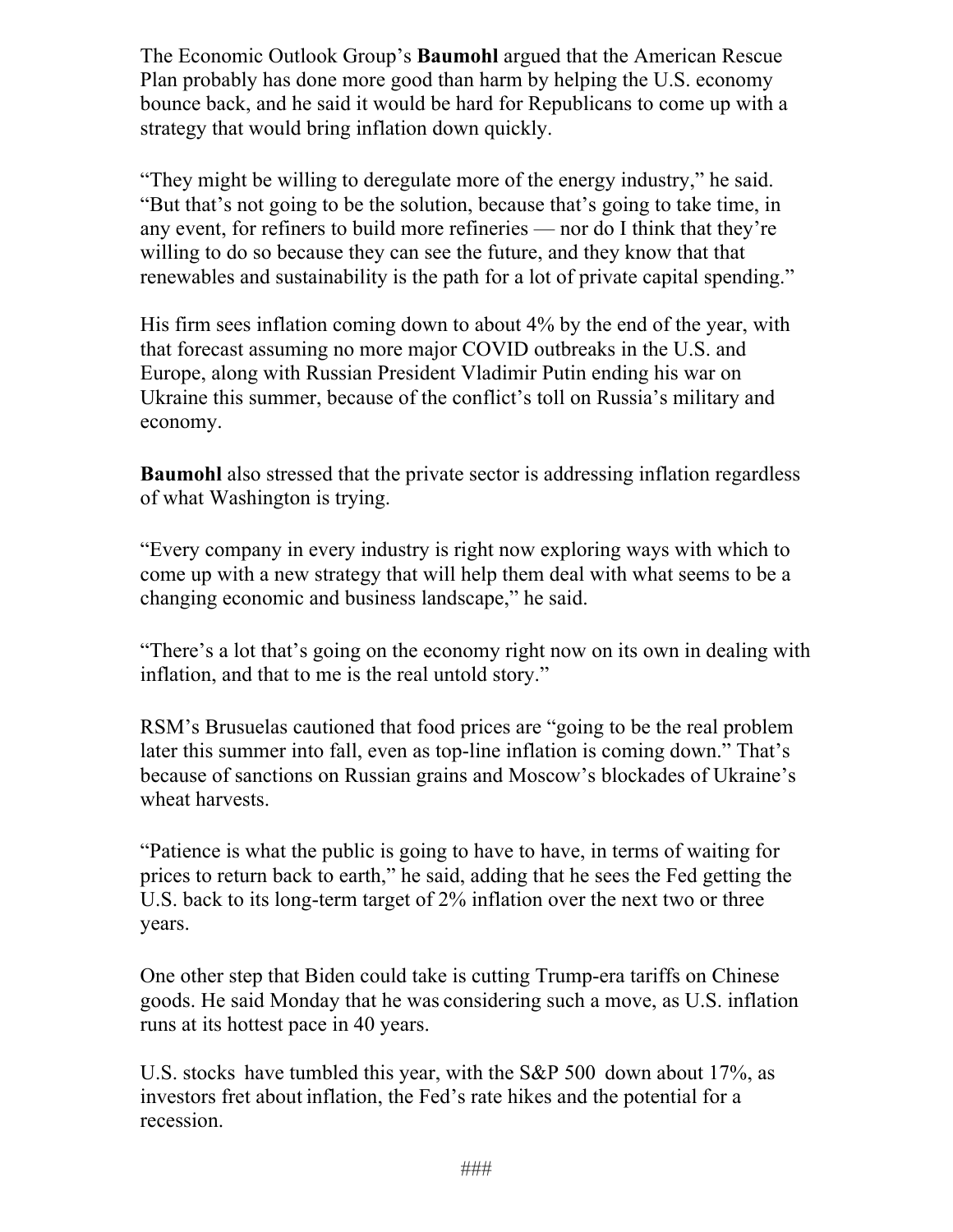The Economic Outlook Group's **Baumohl** argued that the American Rescue Plan probably has done more good than harm by helping the U.S. economy bounce back, and he said it would be hard for Republicans to come up with a strategy that would bring inflation down quickly.

"They might be willing to deregulate more of the energy industry," he said. "But that's not going to be the solution, because that's going to take time, in any event, for refiners to build more refineries — nor do I think that they're willing to do so because they can see the future, and they know that that renewables and sustainability is the path for a lot of private capital spending."

His firm sees inflation coming down to about 4% by the end of the year, with that forecast assuming no more major COVID outbreaks in the U.S. and Europe, along with Russian President Vladimir Putin ending his war on Ukraine this summer, because of the conflict's toll on Russia's military and economy.

**Baumohl** also stressed that the private sector is addressing inflation regardless of what Washington is trying.

"Every company in every industry is right now exploring ways with which to come up with a new strategy that will help them deal with what seems to be a changing economic and business landscape," he said.

"There's a lot that's going on the economy right now on its own in dealing with inflation, and that to me is the real untold story."

RSM's Brusuelas cautioned that food prices are "going to be the real problem later this summer into fall, even as top-line inflation is coming down." That's because of sanctions on Russian grains and Moscow's blockades of Ukraine's wheat harvests.

"Patience is what the public is going to have to have, in terms of waiting for prices to return back to earth," he said, adding that he sees the Fed getting the U.S. back to its long-term target of 2% inflation over the next two or three years.

One other step that Biden could take is cutting Trump-era tariffs on Chinese goods. He said Monday that he was considering such a move, as U.S. inflation runs at its hottest pace in 40 years.

U.S. stocks have tumbled this year, with the S&P 500 down about 17%, as investors fret about inflation, the Fed's rate hikes and the potential for a recession.

###